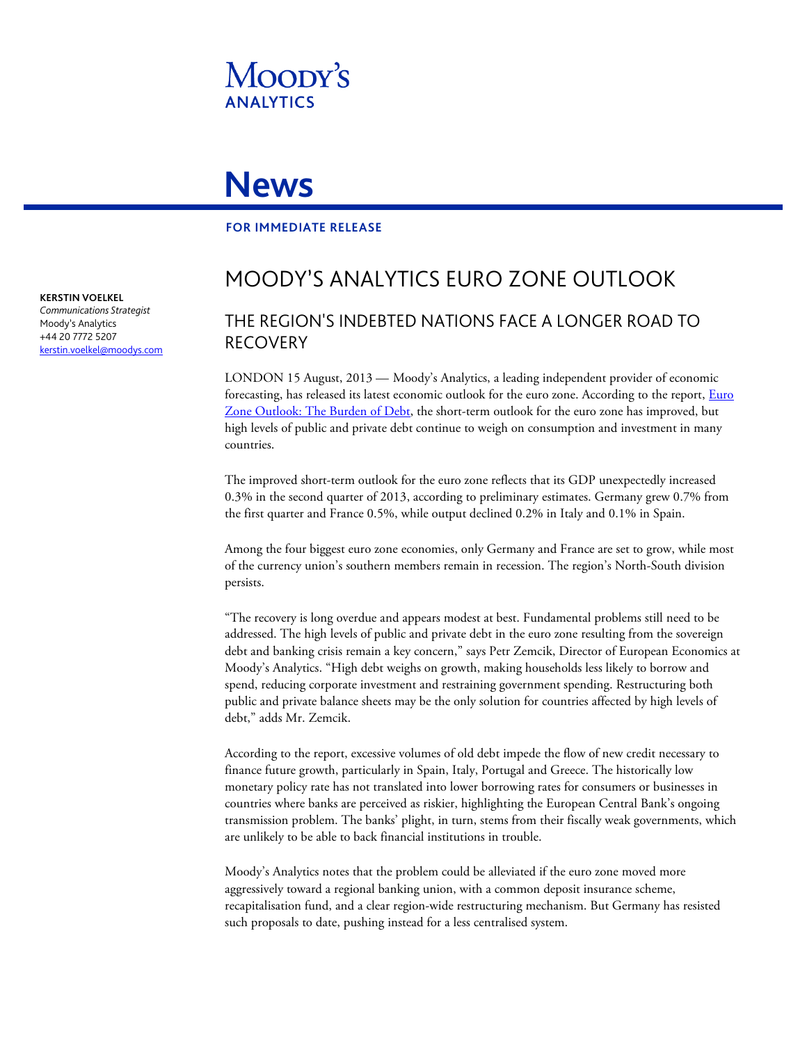Moody's Analytics

# News

**FOR IMMEDIATE RELEASE**

**KERSTIN VOELKEL**
*Communications Strategist*
Moody's Analytics
+44 20 7772 5207
kerstin.voelkel@moodys.com

# MOODY'S ANALYTICS EURO ZONE OUTLOOK

## THE REGION'S INDEBTED NATIONS FACE A LONGER ROAD TO RECOVERY

LONDON 15 August, 2013 — Moody's Analytics, a leading independent provider of economic forecasting, has released its latest economic outlook for the euro zone. According to the report, Euro Zone Outlook: The Burden of Debt, the short-term outlook for the euro zone has improved, but high levels of public and private debt continue to weigh on consumption and investment in many countries.

The improved short-term outlook for the euro zone reflects that its GDP unexpectedly increased 0.3% in the second quarter of 2013, according to preliminary estimates. Germany grew 0.7% from the first quarter and France 0.5%, while output declined 0.2% in Italy and 0.1% in Spain.

Among the four biggest euro zone economies, only Germany and France are set to grow, while most of the currency union's southern members remain in recession. The region's North-South division persists.

"The recovery is long overdue and appears modest at best. Fundamental problems still need to be addressed. The high levels of public and private debt in the euro zone resulting from the sovereign debt and banking crisis remain a key concern," says Petr Zemcik, Director of European Economics at Moody's Analytics. "High debt weighs on growth, making households less likely to borrow and spend, reducing corporate investment and restraining government spending. Restructuring both public and private balance sheets may be the only solution for countries affected by high levels of debt," adds Mr. Zemcik.

According to the report, excessive volumes of old debt impede the flow of new credit necessary to finance future growth, particularly in Spain, Italy, Portugal and Greece. The historically low monetary policy rate has not translated into lower borrowing rates for consumers or businesses in countries where banks are perceived as riskier, highlighting the European Central Bank's ongoing transmission problem. The banks' plight, in turn, stems from their fiscally weak governments, which are unlikely to be able to back financial institutions in trouble.

Moody's Analytics notes that the problem could be alleviated if the euro zone moved more aggressively toward a regional banking union, with a common deposit insurance scheme, recapitalisation fund, and a clear region-wide restructuring mechanism. But Germany has resisted such proposals to date, pushing instead for a less centralised system.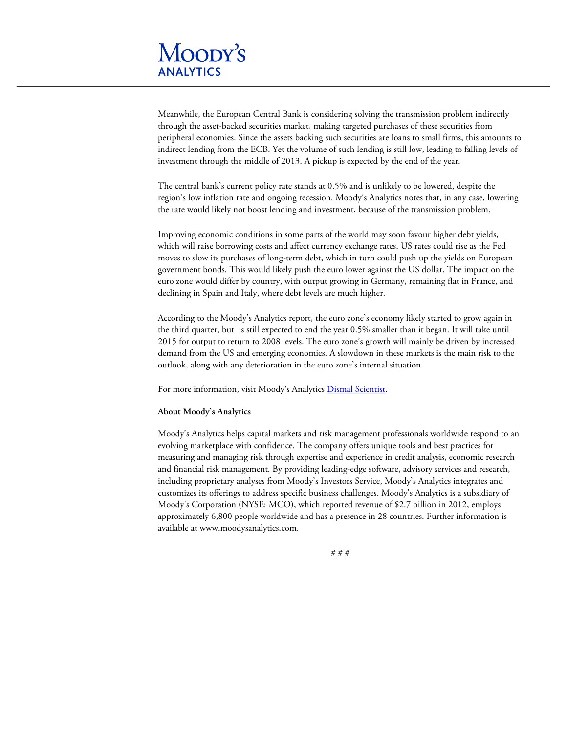Meanwhile, the European Central Bank is considering solving the transmission problem indirectly through the asset-backed securities market, making targeted purchases of these securities from peripheral economies. Since the assets backing such securities are loans to small firms, this amounts to indirect lending from the ECB. Yet the volume of such lending is still low, leading to falling levels of investment through the middle of 2013. A pickup is expected by the end of the year.

The central bank's current policy rate stands at 0.5% and is unlikely to be lowered, despite the region's low inflation rate and ongoing recession. Moody's Analytics notes that, in any case, lowering the rate would likely not boost lending and investment, because of the transmission problem.

Improving economic conditions in some parts of the world may soon favour higher debt yields, which will raise borrowing costs and affect currency exchange rates. US rates could rise as the Fed moves to slow its purchases of long-term debt, which in turn could push up the yields on European government bonds. This would likely push the euro lower against the US dollar. The impact on the euro zone would differ by country, with output growing in Germany, remaining flat in France, and declining in Spain and Italy, where debt levels are much higher.

According to the Moody's Analytics report, the euro zone's economy likely started to grow again in the third quarter, but is still expected to end the year 0.5% smaller than it began. It will take until 2015 for output to return to 2008 levels. The euro zone's growth will mainly be driven by increased demand from the US and emerging economies. A slowdown in these markets is the main risk to the outlook, along with any deterioration in the euro zone's internal situation.

For more information, visit Moody's Analytics [Dismal Scientist].

**About Moody's Analytics**

Moody's Analytics helps capital markets and risk management professionals worldwide respond to an evolving marketplace with confidence. The company offers unique tools and best practices for measuring and managing risk through expertise and experience in credit analysis, economic research and financial risk management. By providing leading-edge software, advisory services and research, including proprietary analyses from Moody's Investors Service, Moody's Analytics integrates and customizes its offerings to address specific business challenges. Moody's Analytics is a subsidiary of Moody's Corporation (NYSE: MCO), which reported revenue of $2.7 billion in 2012, employs approximately 6,800 people worldwide and has a presence in 28 countries. Further information is available at www.moodysanalytics.com.

# # #